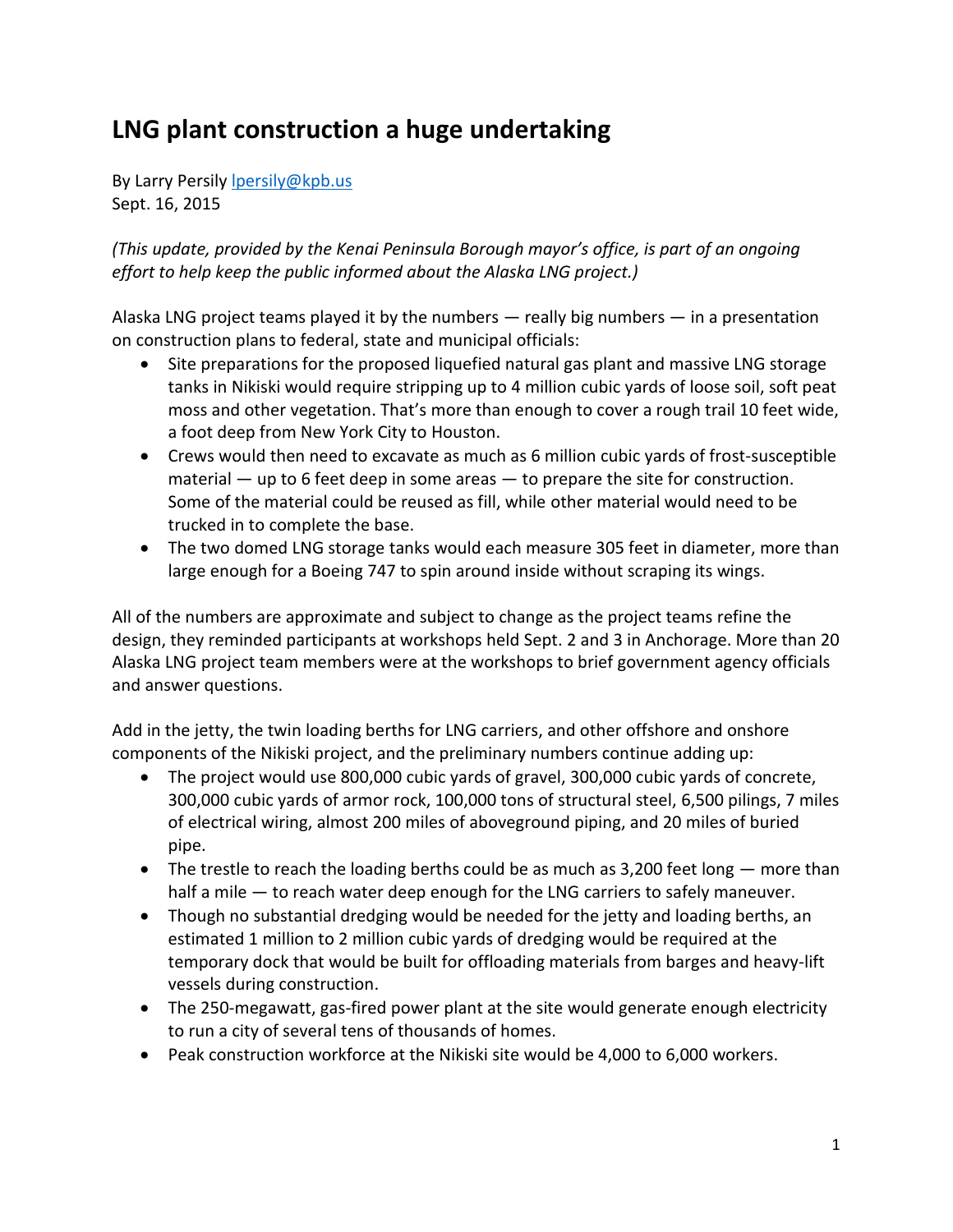# LNG plant construction a huge undertaking

By Larry Persily lpersily@kpb.us
Sept. 16, 2015

*(This update, provided by the Kenai Peninsula Borough mayor's office, is part of an ongoing effort to help keep the public informed about the Alaska LNG project.)*

Alaska LNG project teams played it by the numbers — really big numbers — in a presentation on construction plans to federal, state and municipal officials:

- Site preparations for the proposed liquefied natural gas plant and massive LNG storage tanks in Nikiski would require stripping up to 4 million cubic yards of loose soil, soft peat moss and other vegetation. That's more than enough to cover a rough trail 10 feet wide, a foot deep from New York City to Houston.
- Crews would then need to excavate as much as 6 million cubic yards of frost-susceptible material — up to 6 feet deep in some areas — to prepare the site for construction. Some of the material could be reused as fill, while other material would need to be trucked in to complete the base.
- The two domed LNG storage tanks would each measure 305 feet in diameter, more than large enough for a Boeing 747 to spin around inside without scraping its wings.

All of the numbers are approximate and subject to change as the project teams refine the design, they reminded participants at workshops held Sept. 2 and 3 in Anchorage. More than 20 Alaska LNG project team members were at the workshops to brief government agency officials and answer questions.

Add in the jetty, the twin loading berths for LNG carriers, and other offshore and onshore components of the Nikiski project, and the preliminary numbers continue adding up:

- The project would use 800,000 cubic yards of gravel, 300,000 cubic yards of concrete, 300,000 cubic yards of armor rock, 100,000 tons of structural steel, 6,500 pilings, 7 miles of electrical wiring, almost 200 miles of aboveground piping, and 20 miles of buried pipe.
- The trestle to reach the loading berths could be as much as 3,200 feet long — more than half a mile — to reach water deep enough for the LNG carriers to safely maneuver.
- Though no substantial dredging would be needed for the jetty and loading berths, an estimated 1 million to 2 million cubic yards of dredging would be required at the temporary dock that would be built for offloading materials from barges and heavy-lift vessels during construction.
- The 250-megawatt, gas-fired power plant at the site would generate enough electricity to run a city of several tens of thousands of homes.
- Peak construction workforce at the Nikiski site would be 4,000 to 6,000 workers.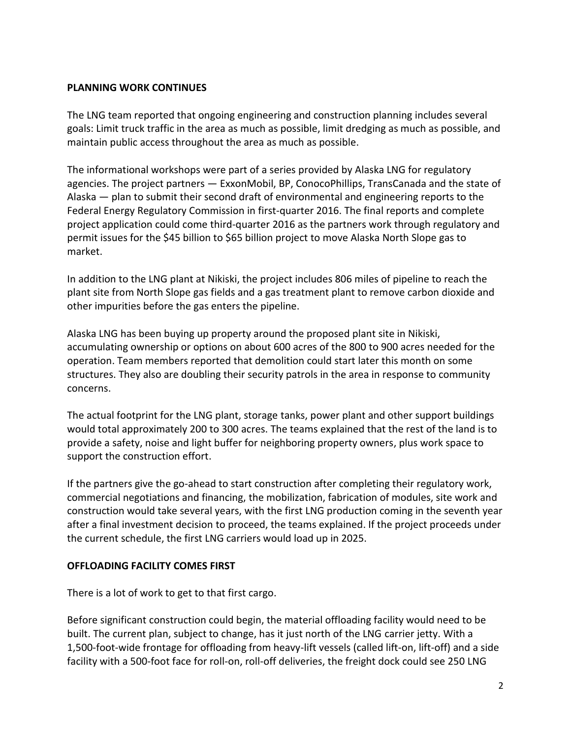## PLANNING WORK CONTINUES

The LNG team reported that ongoing engineering and construction planning includes several goals: Limit truck traffic in the area as much as possible, limit dredging as much as possible, and maintain public access throughout the area as much as possible.

The informational workshops were part of a series provided by Alaska LNG for regulatory agencies. The project partners — ExxonMobil, BP, ConocoPhillips, TransCanada and the state of Alaska — plan to submit their second draft of environmental and engineering reports to the Federal Energy Regulatory Commission in first-quarter 2016. The final reports and complete project application could come third-quarter 2016 as the partners work through regulatory and permit issues for the $45 billion to $65 billion project to move Alaska North Slope gas to market.

In addition to the LNG plant at Nikiski, the project includes 806 miles of pipeline to reach the plant site from North Slope gas fields and a gas treatment plant to remove carbon dioxide and other impurities before the gas enters the pipeline.

Alaska LNG has been buying up property around the proposed plant site in Nikiski, accumulating ownership or options on about 600 acres of the 800 to 900 acres needed for the operation. Team members reported that demolition could start later this month on some structures. They also are doubling their security patrols in the area in response to community concerns.

The actual footprint for the LNG plant, storage tanks, power plant and other support buildings would total approximately 200 to 300 acres. The teams explained that the rest of the land is to provide a safety, noise and light buffer for neighboring property owners, plus work space to support the construction effort.

If the partners give the go-ahead to start construction after completing their regulatory work, commercial negotiations and financing, the mobilization, fabrication of modules, site work and construction would take several years, with the first LNG production coming in the seventh year after a final investment decision to proceed, the teams explained. If the project proceeds under the current schedule, the first LNG carriers would load up in 2025.

## OFFLOADING FACILITY COMES FIRST

There is a lot of work to get to that first cargo.

Before significant construction could begin, the material offloading facility would need to be built. The current plan, subject to change, has it just north of the LNG carrier jetty. With a 1,500-foot-wide frontage for offloading from heavy-lift vessels (called lift-on, lift-off) and a side facility with a 500-foot face for roll-on, roll-off deliveries, the freight dock could see 250 LNG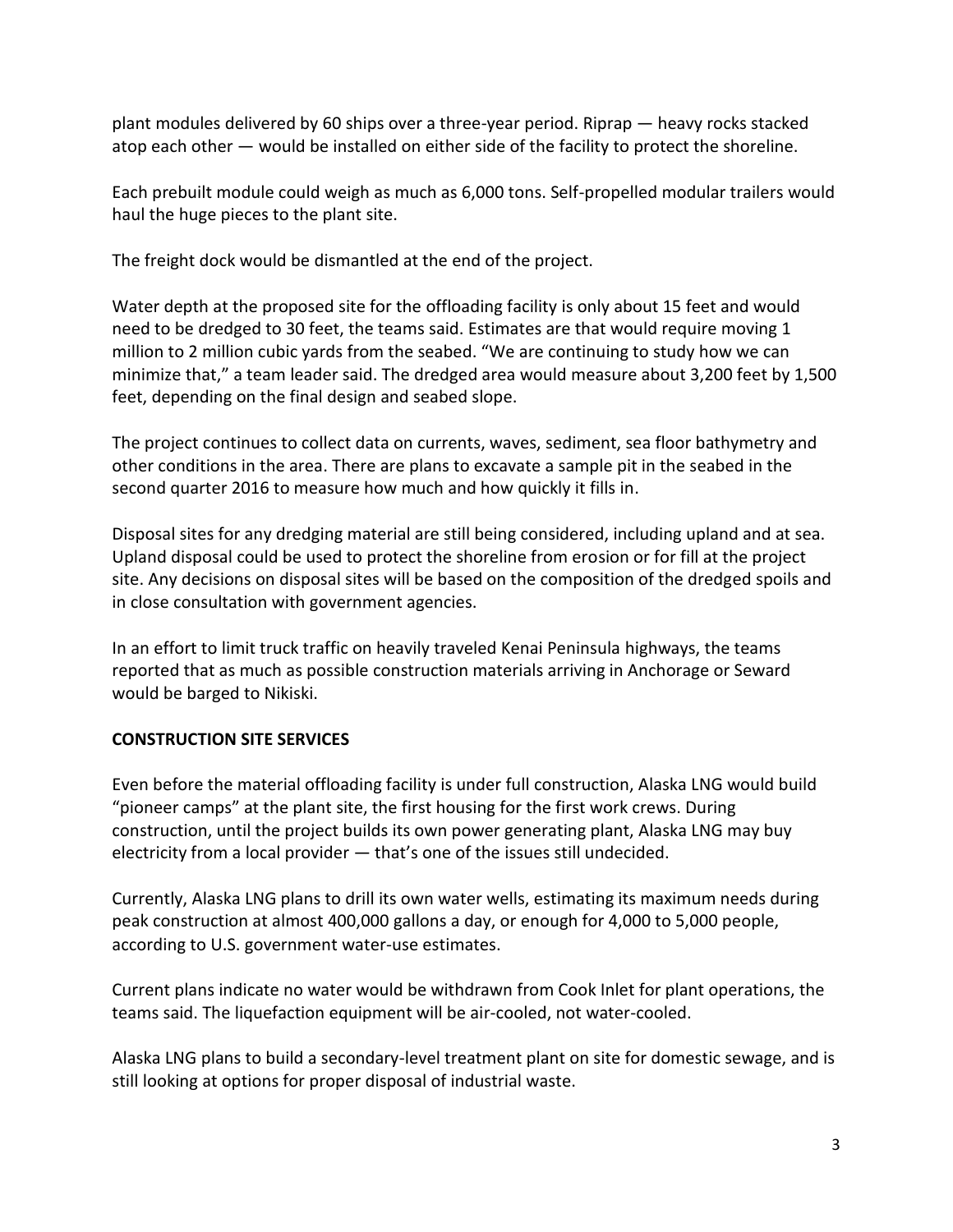plant modules delivered by 60 ships over a three-year period. Riprap — heavy rocks stacked atop each other — would be installed on either side of the facility to protect the shoreline.

Each prebuilt module could weigh as much as 6,000 tons. Self-propelled modular trailers would haul the huge pieces to the plant site.

The freight dock would be dismantled at the end of the project.

Water depth at the proposed site for the offloading facility is only about 15 feet and would need to be dredged to 30 feet, the teams said. Estimates are that would require moving 1 million to 2 million cubic yards from the seabed. "We are continuing to study how we can minimize that," a team leader said. The dredged area would measure about 3,200 feet by 1,500 feet, depending on the final design and seabed slope.

The project continues to collect data on currents, waves, sediment, sea floor bathymetry and other conditions in the area. There are plans to excavate a sample pit in the seabed in the second quarter 2016 to measure how much and how quickly it fills in.

Disposal sites for any dredging material are still being considered, including upland and at sea. Upland disposal could be used to protect the shoreline from erosion or for fill at the project site. Any decisions on disposal sites will be based on the composition of the dredged spoils and in close consultation with government agencies.

In an effort to limit truck traffic on heavily traveled Kenai Peninsula highways, the teams reported that as much as possible construction materials arriving in Anchorage or Seward would be barged to Nikiski.

**CONSTRUCTION SITE SERVICES**

Even before the material offloading facility is under full construction, Alaska LNG would build "pioneer camps" at the plant site, the first housing for the first work crews. During construction, until the project builds its own power generating plant, Alaska LNG may buy electricity from a local provider — that's one of the issues still undecided.

Currently, Alaska LNG plans to drill its own water wells, estimating its maximum needs during peak construction at almost 400,000 gallons a day, or enough for 4,000 to 5,000 people, according to U.S. government water-use estimates.

Current plans indicate no water would be withdrawn from Cook Inlet for plant operations, the teams said. The liquefaction equipment will be air-cooled, not water-cooled.

Alaska LNG plans to build a secondary-level treatment plant on site for domestic sewage, and is still looking at options for proper disposal of industrial waste.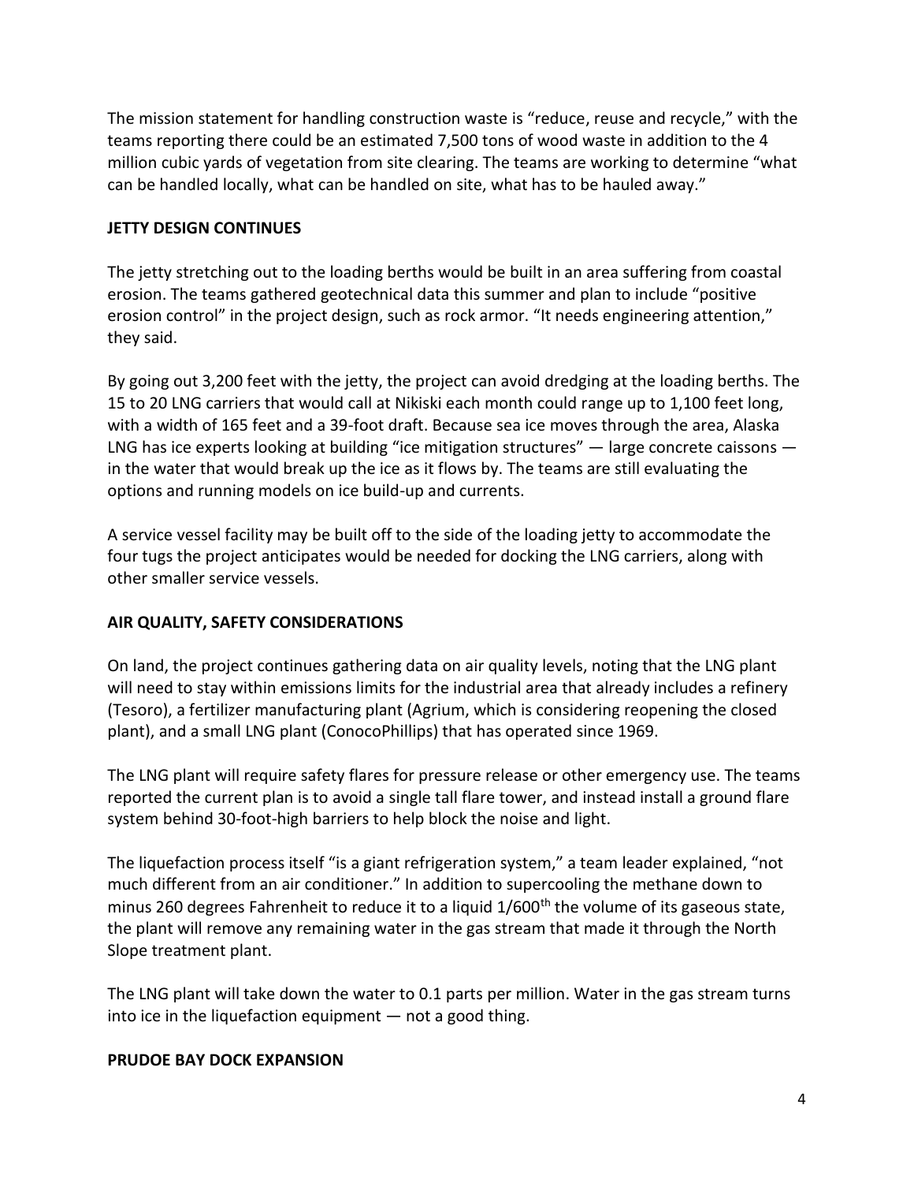The mission statement for handling construction waste is "reduce, reuse and recycle," with the teams reporting there could be an estimated 7,500 tons of wood waste in addition to the 4 million cubic yards of vegetation from site clearing. The teams are working to determine "what can be handled locally, what can be handled on site, what has to be hauled away."

**JETTY DESIGN CONTINUES**

The jetty stretching out to the loading berths would be built in an area suffering from coastal erosion. The teams gathered geotechnical data this summer and plan to include "positive erosion control" in the project design, such as rock armor. "It needs engineering attention," they said.

By going out 3,200 feet with the jetty, the project can avoid dredging at the loading berths. The 15 to 20 LNG carriers that would call at Nikiski each month could range up to 1,100 feet long, with a width of 165 feet and a 39-foot draft. Because sea ice moves through the area, Alaska LNG has ice experts looking at building "ice mitigation structures" — large concrete caissons — in the water that would break up the ice as it flows by. The teams are still evaluating the options and running models on ice build-up and currents.

A service vessel facility may be built off to the side of the loading jetty to accommodate the four tugs the project anticipates would be needed for docking the LNG carriers, along with other smaller service vessels.

**AIR QUALITY, SAFETY CONSIDERATIONS**

On land, the project continues gathering data on air quality levels, noting that the LNG plant will need to stay within emissions limits for the industrial area that already includes a refinery (Tesoro), a fertilizer manufacturing plant (Agrium, which is considering reopening the closed plant), and a small LNG plant (ConocoPhillips) that has operated since 1969.

The LNG plant will require safety flares for pressure release or other emergency use. The teams reported the current plan is to avoid a single tall flare tower, and instead install a ground flare system behind 30-foot-high barriers to help block the noise and light.

The liquefaction process itself "is a giant refrigeration system," a team leader explained, "not much different from an air conditioner." In addition to supercooling the methane down to minus 260 degrees Fahrenheit to reduce it to a liquid 1/600th the volume of its gaseous state, the plant will remove any remaining water in the gas stream that made it through the North Slope treatment plant.

The LNG plant will take down the water to 0.1 parts per million. Water in the gas stream turns into ice in the liquefaction equipment — not a good thing.

**PRUDOE BAY DOCK EXPANSION**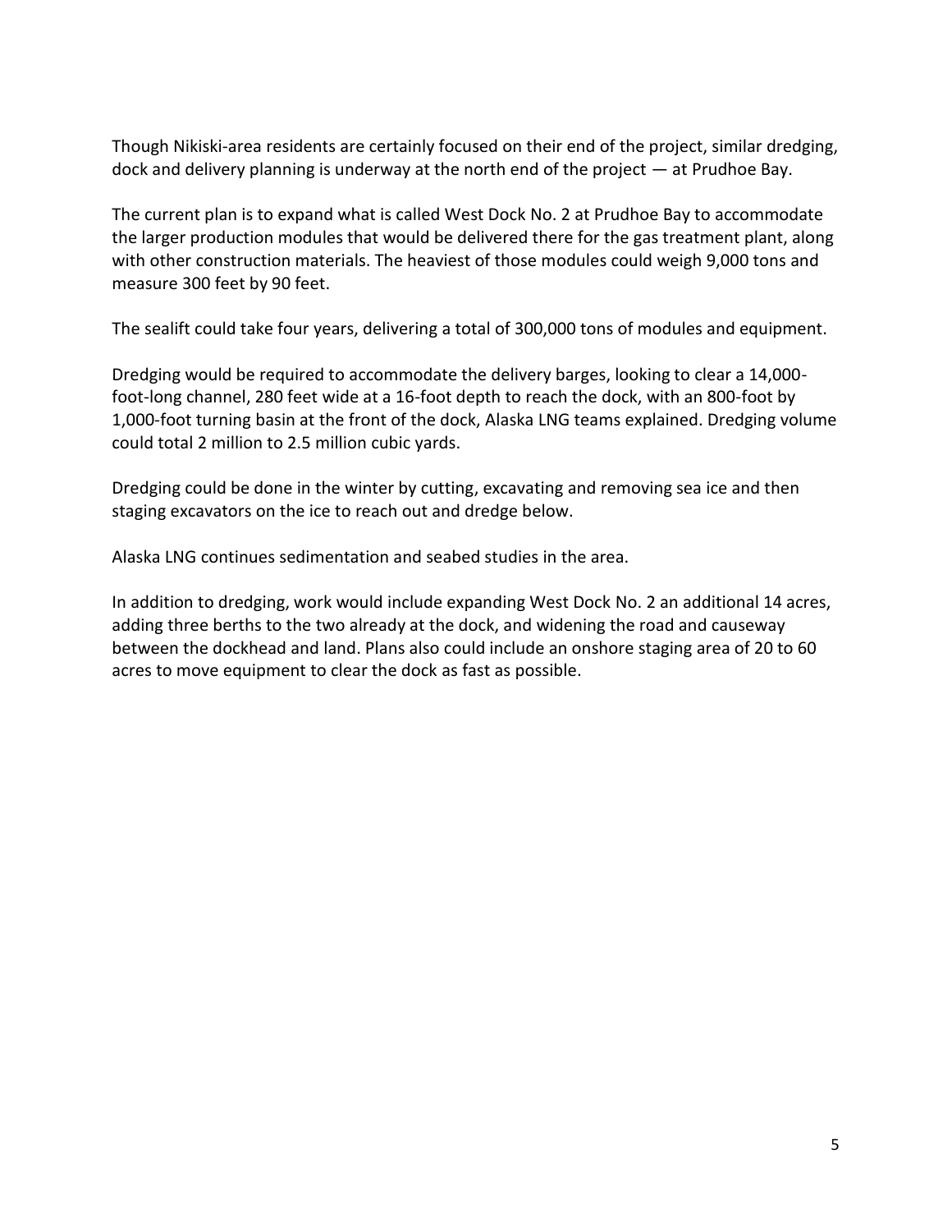Though Nikiski-area residents are certainly focused on their end of the project, similar dredging, dock and delivery planning is underway at the north end of the project — at Prudhoe Bay.

The current plan is to expand what is called West Dock No. 2 at Prudhoe Bay to accommodate the larger production modules that would be delivered there for the gas treatment plant, along with other construction materials. The heaviest of those modules could weigh 9,000 tons and measure 300 feet by 90 feet.

The sealift could take four years, delivering a total of 300,000 tons of modules and equipment.

Dredging would be required to accommodate the delivery barges, looking to clear a 14,000-foot-long channel, 280 feet wide at a 16-foot depth to reach the dock, with an 800-foot by 1,000-foot turning basin at the front of the dock, Alaska LNG teams explained. Dredging volume could total 2 million to 2.5 million cubic yards.

Dredging could be done in the winter by cutting, excavating and removing sea ice and then staging excavators on the ice to reach out and dredge below.

Alaska LNG continues sedimentation and seabed studies in the area.

In addition to dredging, work would include expanding West Dock No. 2 an additional 14 acres, adding three berths to the two already at the dock, and widening the road and causeway between the dockhead and land. Plans also could include an onshore staging area of 20 to 60 acres to move equipment to clear the dock as fast as possible.